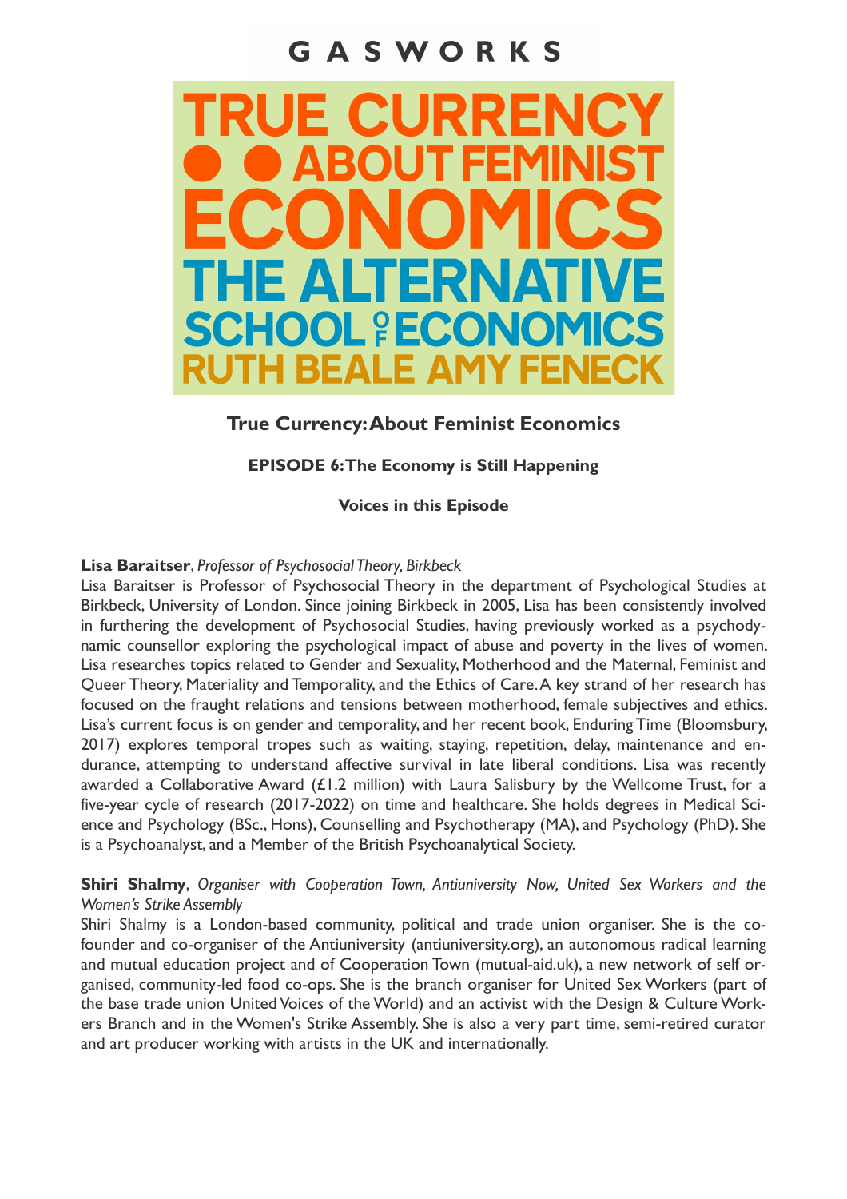# GASWORKS

**TRUE CURRENCY**
**● ● ABOUT FEMINIST**
**ECONOMICS**
**THE ALTERNATIVE**
**SCHOOL OF ECONOMICS**
**RUTH BEALE AMY FENECK**

## True Currency: About Feminist Economics

### EPISODE 6: The Economy is Still Happening

### Voices in this Episode

**Lisa Baraitser**, *Professor of Psychosocial Theory, Birkbeck*

Lisa Baraitser is Professor of Psychosocial Theory in the department of Psychological Studies at Birkbeck, University of London. Since joining Birkbeck in 2005, Lisa has been consistently involved in furthering the development of Psychosocial Studies, having previously worked as a psychodynamic counsellor exploring the psychological impact of abuse and poverty in the lives of women. Lisa researches topics related to Gender and Sexuality, Motherhood and the Maternal, Feminist and Queer Theory, Materiality and Temporality, and the Ethics of Care. A key strand of her research has focused on the fraught relations and tensions between motherhood, female subjectives and ethics. Lisa's current focus is on gender and temporality, and her recent book, Enduring Time (Bloomsbury, 2017) explores temporal tropes such as waiting, staying, repetition, delay, maintenance and endurance, attempting to understand affective survival in late liberal conditions. Lisa was recently awarded a Collaborative Award (£1.2 million) with Laura Salisbury by the Wellcome Trust, for a five-year cycle of research (2017-2022) on time and healthcare. She holds degrees in Medical Science and Psychology (BSc., Hons), Counselling and Psychotherapy (MA), and Psychology (PhD). She is a Psychoanalyst, and a Member of the British Psychoanalytical Society.

**Shiri Shalmy**, *Organiser with Cooperation Town, Antiuniversity Now, United Sex Workers and the Women's Strike Assembly*

Shiri Shalmy is a London-based community, political and trade union organiser. She is the co-founder and co-organiser of the Antiuniversity (antiuniversity.org), an autonomous radical learning and mutual education project and of Cooperation Town (mutual-aid.uk), a new network of self organised, community-led food co-ops. She is the branch organiser for United Sex Workers (part of the base trade union United Voices of the World) and an activist with the Design & Culture Workers Branch and in the Women's Strike Assembly. She is also a very part time, semi-retired curator and art producer working with artists in the UK and internationally.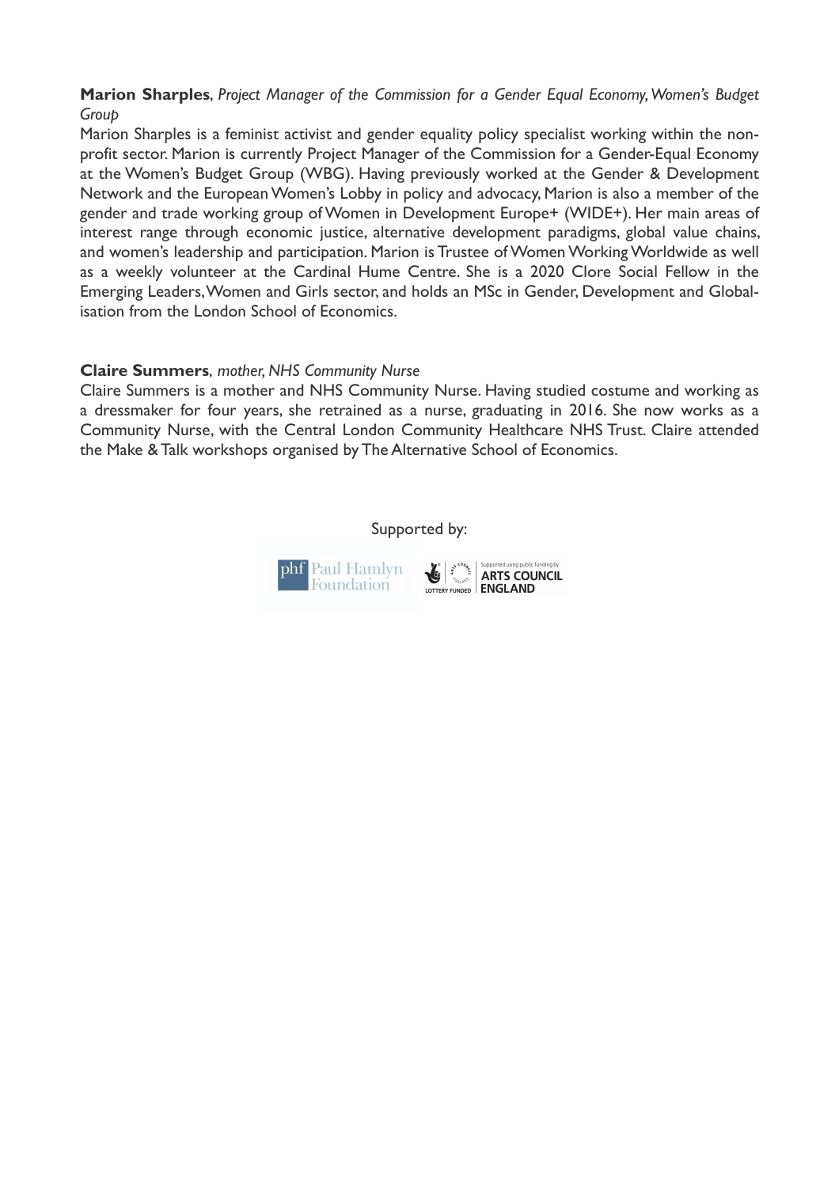**Marion Sharples**, *Project Manager of the Commission for a Gender Equal Economy, Women's Budget Group*

Marion Sharples is a feminist activist and gender equality policy specialist working within the non-profit sector. Marion is currently Project Manager of the Commission for a Gender-Equal Economy at the Women's Budget Group (WBG). Having previously worked at the Gender & Development Network and the European Women's Lobby in policy and advocacy, Marion is also a member of the gender and trade working group of Women in Development Europe+ (WIDE+). Her main areas of interest range through economic justice, alternative development paradigms, global value chains, and women's leadership and participation. Marion is Trustee of Women Working Worldwide as well as a weekly volunteer at the Cardinal Hume Centre. She is a 2020 Clore Social Fellow in the Emerging Leaders, Women and Girls sector, and holds an MSc in Gender, Development and Globalisation from the London School of Economics.

**Claire Summers**, *mother, NHS Community Nurse*

Claire Summers is a mother and NHS Community Nurse. Having studied costume and working as a dressmaker for four years, she retrained as a nurse, graduating in 2016. She now works as a Community Nurse, with the Central London Community Healthcare NHS Trust. Claire attended the Make & Talk workshops organised by The Alternative School of Economics.

Supported by:

phf Paul Hamlyn Foundation

LOTTERY FUNDED | Supported using public funding by ARTS COUNCIL ENGLAND